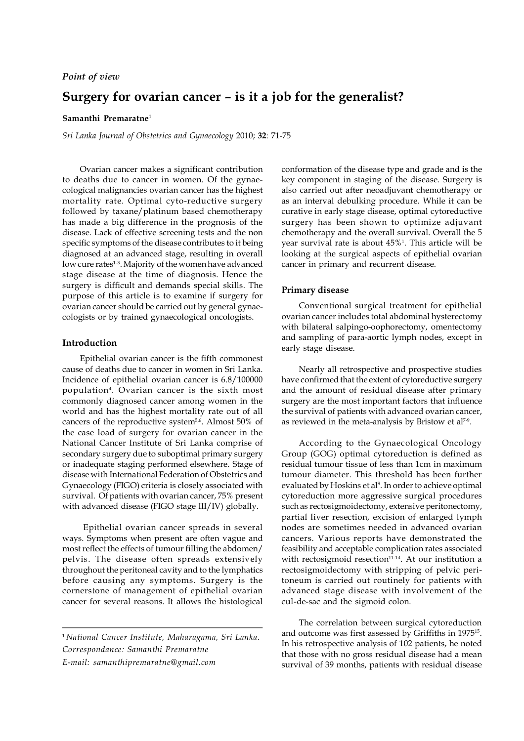*Point of view*

# Surgery for ovarian cancer – is it a job for the generalist?

**Samanthi Premaratne**[1]

*Sri Lanka Journal of Obstetrics and Gynaecology* 2010; **32**: 71-75

Ovarian cancer makes a significant contribution to deaths due to cancer in women. Of the gynaecological malignancies ovarian cancer has the highest mortality rate. Optimal cyto-reductive surgery followed by taxane/platinum based chemotherapy has made a big difference in the prognosis of the disease. Lack of effective screening tests and the non specific symptoms of the disease contributes to it being diagnosed at an advanced stage, resulting in overall low cure rates[1-3]. Majority of the women have advanced stage disease at the time of diagnosis. Hence the surgery is difficult and demands special skills. The purpose of this article is to examine if surgery for ovarian cancer should be carried out by general gynaecologists or by trained gynaecological oncologists.

## Introduction

Epithelial ovarian cancer is the fifth commonest cause of deaths due to cancer in women in Sri Lanka. Incidence of epithelial ovarian cancer is 6.8/100000 population[4]. Ovarian cancer is the sixth most commonly diagnosed cancer among women in the world and has the highest mortality rate out of all cancers of the reproductive system[5,6]. Almost 50% of the case load of surgery for ovarian cancer in the National Cancer Institute of Sri Lanka comprise of secondary surgery due to suboptimal primary surgery or inadequate staging performed elsewhere. Stage of disease with International Federation of Obstetrics and Gynaecology (FIGO) criteria is closely associated with survival. Of patients with ovarian cancer, 75% present with advanced disease (FIGO stage III/IV) globally.

Epithelial ovarian cancer spreads in several ways. Symptoms when present are often vague and most reflect the effects of tumour filling the abdomen/pelvis. The disease often spreads extensively throughout the peritoneal cavity and to the lymphatics before causing any symptoms. Surgery is the cornerstone of management of epithelial ovarian cancer for several reasons. It allows the histological conformation of the disease type and grade and is the key component in staging of the disease. Surgery is also carried out after neoadjuvant chemotherapy or as an interval debulking procedure. While it can be curative in early stage disease, optimal cytoreductive surgery has been shown to optimize adjuvant chemotherapy and the overall survival. Overall the 5 year survival rate is about 45%[1]. This article will be looking at the surgical aspects of epithelial ovarian cancer in primary and recurrent disease.

## Primary disease

Conventional surgical treatment for epithelial ovarian cancer includes total abdominal hysterectomy with bilateral salpingo-oophorectomy, omentectomy and sampling of para-aortic lymph nodes, except in early stage disease.

Nearly all retrospective and prospective studies have confirmed that the extent of cytoreductive surgery and the amount of residual disease after primary surgery are the most important factors that influence the survival of patients with advanced ovarian cancer, as reviewed in the meta-analysis by Bristow et al[7-9].

According to the Gynaecological Oncology Group (GOG) optimal cytoreduction is defined as residual tumour tissue of less than 1cm in maximum tumour diameter. This threshold has been further evaluated by Hoskins et al[9]. In order to achieve optimal cytoreduction more aggressive surgical procedures such as rectosigmoidectomy, extensive peritonectomy, partial liver resection, excision of enlarged lymph nodes are sometimes needed in advanced ovarian cancers. Various reports have demonstrated the feasibility and acceptable complication rates associated with rectosigmoid resection[11-14]. At our institution a rectosigmoidectomy with stripping of pelvic peritoneum is carried out routinely for patients with advanced stage disease with involvement of the cul-de-sac and the sigmoid colon.

The correlation between surgical cytoreduction and outcome was first assessed by Griffiths in 1975[15]. In his retrospective analysis of 102 patients, he noted that those with no gross residual disease had a mean survival of 39 months, patients with residual disease

---

[1] *National Cancer Institute, Maharagama, Sri Lanka.*
*Correspondance: Samanthi Premaratne*
*E-mail: samanthipremaratne@gmail.com*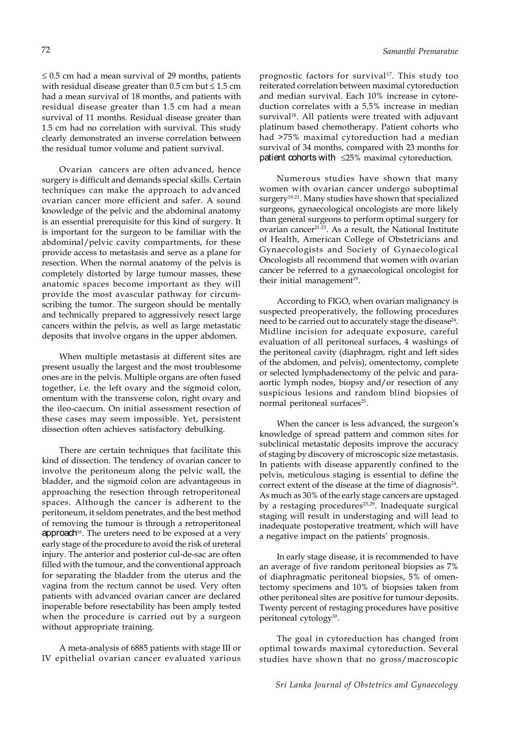≤ 0.5 cm had a mean survival of 29 months, patients with residual disease greater than 0.5 cm but ≤ 1.5 cm had a mean survival of 18 months, and patients with residual disease greater than 1.5 cm had a mean survival of 11 months. Residual disease greater than 1.5 cm had no correlation with survival. This study clearly demonstrated an inverse correlation between the residual tumor volume and patient survival.

Ovarian cancers are often advanced, hence surgery is difficult and demands special skills. Certain techniques can make the approach to advanced ovarian cancer more efficient and safer. A sound knowledge of the pelvic and the abdominal anatomy is an essential prerequisite for this kind of surgery. It is important for the surgeon to be familiar with the abdominal/pelvic cavity compartments, for these provide access to metastasis and serve as a plane for resection. When the normal anatomy of the pelvis is completely distorted by large tumour masses, these anatomic spaces become important as they will provide the most avascular pathway for circumscribing the tumor. The surgeon should be mentally and technically prepared to aggressively resect large cancers within the pelvis, as well as large metastatic deposits that involve organs in the upper abdomen.

When multiple metastasis at different sites are present usually the largest and the most troublesome ones are in the pelvis. Multiple organs are often fused together, i.e. the left ovary and the sigmoid colon, omentum with the transverse colon, right ovary and the ileo-caecum. On initial assessment resection of these cases may seem impossible. Yet, persistent dissection often achieves satisfactory debulking.

There are certain techniques that facilitate this kind of dissection. The tendency of ovarian cancer to involve the peritoneum along the pelvic wall, the bladder, and the sigmoid colon are advantageous in approaching the resection through retroperitoneal spaces. Although the cancer is adherent to the peritoneum, it seldom penetrates, and the best method of removing the tumour is through a retroperitoneal approach[16]. The ureters need to be exposed at a very early stage of the procedure to avoid the risk of ureteral injury. The anterior and posterior cul-de-sac are often filled with the tumour, and the conventional approach for separating the bladder from the uterus and the vagina from the rectum cannot be used. Very often patients with advanced ovarian cancer are declared inoperable before resectability has been amply tested when the procedure is carried out by a surgeon without appropriate training.

A meta-analysis of 6885 patients with stage III or IV epithelial ovarian cancer evaluated various prognostic factors for survival[17]. This study too reiterated correlation between maximal cytoreduction and median survival. Each 10% increase in cytoreduction correlates with a 5.5% increase in median survival[18]. All patients were treated with adjuvant platinum based chemotherapy. Patient cohorts who had >75% maximal cytoreduction had a median survival of 34 months, compared with 23 months for patient cohorts with ≤25% maximal cytoreduction.

Numerous studies have shown that many women with ovarian cancer undergo suboptimal surgery[19-21]. Many studies have shown that specialized surgeons, gynaecological oncologists are more likely than general surgeons to perform optimal surgery for ovarian cancer[21-23]. As a result, the National Institute of Health, American College of Obstetricians and Gynaecologists and Society of Gynaecological Oncologists all recommend that women with ovarian cancer be referred to a gynaecological oncologist for their initial management[19].

According to FIGO, when ovarian malignancy is suspected preoperatively, the following procedures need to be carried out to accurately stage the disease[24]. Midline incision for adequate exposure, careful evaluation of all peritoneal surfaces, 4 washings of the peritoneal cavity (diaphragm, right and left sides of the abdomen, and pelvis), omentectomy, complete or selected lymphadenectomy of the pelvic and para-aortic lymph nodes, biopsy and/or resection of any suspicious lesions and random blind biopsies of normal peritoneal surfaces[25].

When the cancer is less advanced, the surgeon's knowledge of spread pattern and common sites for subclinical metastatic deposits improve the accuracy of staging by discovery of microscopic size metastasis. In patients with disease apparently confined to the pelvis, meticulous staging is essential to define the correct extent of the disease at the time of diagnosis[24]. As much as 30% of the early stage cancers are upstaged by a restaging procedures[25,29]. Inadequate surgical staging will result in understaging and will lead to inadequate postoperative treatment, which will have a negative impact on the patients' prognosis.

In early stage disease, it is recommended to have an average of five random peritoneal biopsies as 7% of diaphragmatic peritoneal biopsies, 5% of omentectomy specimens and 10% of biopsies taken from other peritoneal sites are positive for tumour deposits. Twenty percent of restaging procedures have positive peritoneal cytology[30].

The goal in cytoreduction has changed from optimal towards maximal cytoreduction. Several studies have shown that no gross/macroscopic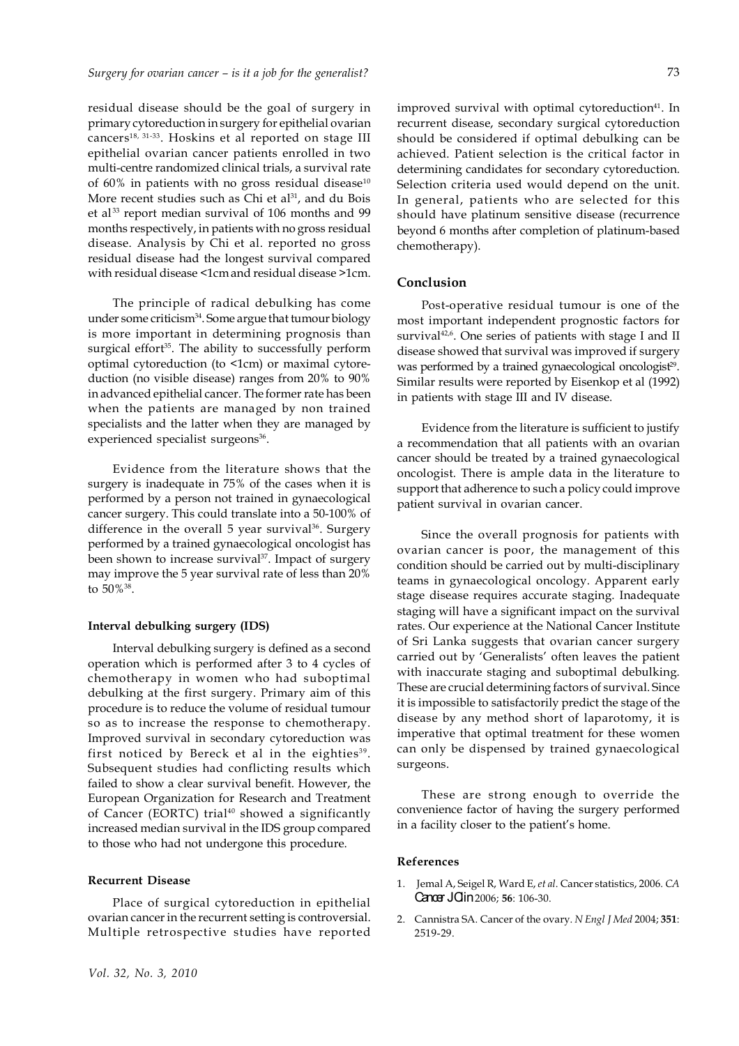residual disease should be the goal of surgery in primary cytoreduction in surgery for epithelial ovarian cancers[18, 31-33]. Hoskins et al reported on stage III epithelial ovarian cancer patients enrolled in two multi-centre randomized clinical trials, a survival rate of 60% in patients with no gross residual disease[10] More recent studies such as Chi et al[31], and du Bois et al[33] report median survival of 106 months and 99 months respectively, in patients with no gross residual disease. Analysis by Chi et al. reported no gross residual disease had the longest survival compared with residual disease <1cm and residual disease >1cm.

The principle of radical debulking has come under some criticism[34]. Some argue that tumour biology is more important in determining prognosis than surgical effort[35]. The ability to successfully perform optimal cytoreduction (to <1cm) or maximal cytoreduction (no visible disease) ranges from 20% to 90% in advanced epithelial cancer. The former rate has been when the patients are managed by non trained specialists and the latter when they are managed by experienced specialist surgeons[36].

Evidence from the literature shows that the surgery is inadequate in 75% of the cases when it is performed by a person not trained in gynaecological cancer surgery. This could translate into a 50-100% of difference in the overall 5 year survival[36]. Surgery performed by a trained gynaecological oncologist has been shown to increase survival[37]. Impact of surgery may improve the 5 year survival rate of less than 20% to 50%[38].

#### Interval debulking surgery (IDS)

Interval debulking surgery is defined as a second operation which is performed after 3 to 4 cycles of chemotherapy in women who had suboptimal debulking at the first surgery. Primary aim of this procedure is to reduce the volume of residual tumour so as to increase the response to chemotherapy. Improved survival in secondary cytoreduction was first noticed by Bereck et al in the eighties[39]. Subsequent studies had conflicting results which failed to show a clear survival benefit. However, the European Organization for Research and Treatment of Cancer (EORTC) trial[40] showed a significantly increased median survival in the IDS group compared to those who had not undergone this procedure.

#### Recurrent Disease

Place of surgical cytoreduction in epithelial ovarian cancer in the recurrent setting is controversial. Multiple retrospective studies have reported improved survival with optimal cytoreduction[41]. In recurrent disease, secondary surgical cytoreduction should be considered if optimal debulking can be achieved. Patient selection is the critical factor in determining candidates for secondary cytoreduction. Selection criteria used would depend on the unit. In general, patients who are selected for this should have platinum sensitive disease (recurrence beyond 6 months after completion of platinum-based chemotherapy).

### Conclusion

Post-operative residual tumour is one of the most important independent prognostic factors for survival[42,6]. One series of patients with stage I and II disease showed that survival was improved if surgery was performed by a trained gynaecological oncologist[29]. Similar results were reported by Eisenkop et al (1992) in patients with stage III and IV disease.

Evidence from the literature is sufficient to justify a recommendation that all patients with an ovarian cancer should be treated by a trained gynaecological oncologist. There is ample data in the literature to support that adherence to such a policy could improve patient survival in ovarian cancer.

Since the overall prognosis for patients with ovarian cancer is poor, the management of this condition should be carried out by multi-disciplinary teams in gynaecological oncology. Apparent early stage disease requires accurate staging. Inadequate staging will have a significant impact on the survival rates. Our experience at the National Cancer Institute of Sri Lanka suggests that ovarian cancer surgery carried out by 'Generalists' often leaves the patient with inaccurate staging and suboptimal debulking. These are crucial determining factors of survival. Since it is impossible to satisfactorily predict the stage of the disease by any method short of laparotomy, it is imperative that optimal treatment for these women can only be dispensed by trained gynaecological surgeons.

These are strong enough to override the convenience factor of having the surgery performed in a facility closer to the patient's home.

#### References

1. Jemal A, Seigel R, Ward E, *et al*. Cancer statistics, 2006. *CA Cancer J Clin* 2006; **56**: 106-30.
2. Cannistra SA. Cancer of the ovary. *N Engl J Med* 2004; **351**: 2519-29.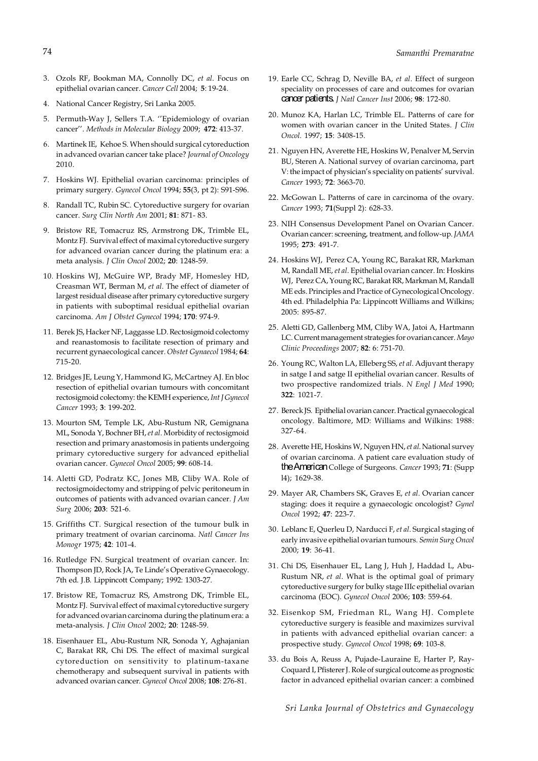3. Ozols RF, Bookman MA, Connolly DC, *et al*. Focus on epithelial ovarian cancer. *Cancer Cell* 2004; **5**: 19-24.
4. National Cancer Registry, Sri Lanka 2005.
5. Permuth-Way J, Sellers T.A. ''Epidemiology of ovarian cancer''. *Methods in Molecular Biology* 2009; **472**: 413-37.
6. Martinek IE, Kehoe S. When should surgical cytoreduction in advanced ovarian cancer take place? *Journal of Oncology* 2010.
7. Hoskins WJ. Epithelial ovarian carcinoma: principles of primary surgery. *Gynecol Oncol* 1994; **55**(3, pt 2): S91-S96.
8. Randall TC, Rubin SC. Cytoreductive surgery for ovarian cancer. *Surg Clin North Am* 2001; **81**: 871- 83.
9. Bristow RE, Tomacruz RS, Armstrong DK, Trimble EL, Montz FJ. Survival effect of maximal cytoreductive surgery for advanced ovarian cancer during the platinum era: a meta analysis. *J Clin Oncol* 2002; **20**: 1248-59.
10. Hoskins WJ, McGuire WP, Brady MF, Homesley HD, Creasman WT, Berman M, *et al*. The effect of diameter of largest residual disease after primary cytoreductive surgery in patients with suboptimal residual epithelial ovarian carcinoma. *Am J Obstet Gynecol* 1994; **170**: 974-9.
11. Berek JS, Hacker NF, Laggasse LD. Rectosigmoid colectomy and reanastomosis to facilitate resection of primary and recurrent gynaecological cancer. *Obstet Gynaecol* 1984; **64**: 715-20.
12. Bridges JE, Leung Y, Hammond IG, McCartney AJ. En bloc resection of epithelial ovarian tumours with concomitant rectosigmoid colectomy: the KEMH experience, *Int J Gynecol Cancer* 1993; **3**: 199-202.
13. Mourton SM, Temple LK, Abu-Rustum NR, Gemignana ML, Sonoda Y, Bochner BH, *et al*. Morbidity of rectosigmoid resection and primary anastomosis in patients undergoing primary cytoreductive surgery for advanced epithelial ovarian cancer. *Gynecol Oncol* 2005; **99**: 608-14.
14. Aletti GD, Podratz KC, Jones MB, Cliby WA. Role of rectosigmoidectomy and stripping of pelvic peritoneum in outcomes of patients with advanced ovarian cancer. *J Am Surg* 2006; **203**: 521-6.
15. Griffiths CT. Surgical resection of the tumour bulk in primary treatment of ovarian carcinoma. *Natl Cancer Ins Monogr* 1975; **42**: 101-4.
16. Rutledge FN. Surgical treatment of ovarian cancer. In: Thompson JD, Rock JA, Te Linde's Operative Gynaecology. 7th ed. J.B. Lippincott Company; 1992: 1303-27.
17. Bristow RE, Tomacruz RS, Amstrong DK, Trimble EL, Montz FJ. Survival effect of maximal cytoreductive surgery for advanced ovarian carcinoma during the platinum era: a meta-analysis. *J Clin Oncol* 2002; **20**: 1248-59.
18. Eisenhauer EL, Abu-Rustum NR, Sonoda Y, Aghajanian C, Barakat RR, Chi DS. The effect of maximal surgical cytoreduction on sensitivity to platinum-taxane chemotherapy and subsequent survival in patients with advanced ovarian cancer. *Gynecol Oncol* 2008; **108**: 276-81.
19. Earle CC, Schrag D, Neville BA, *et al*. Effect of surgeon speciality on processes of care and outcomes for ovarian cancer patients. *J Natl Cancer Inst* 2006; **98**: 172-80.
20. Munoz KA, Harlan LC, Trimble EL. Patterns of care for women with ovarian cancer in the United States. *J Clin Oncol*. 1997; **15**: 3408-15.
21. Nguyen HN, Averette HE, Hoskins W, Penalver M, Servin BU, Steren A. National survey of ovarian carcinoma, part V: the impact of physician's speciality on patients' survival. *Cancer* 1993; **72**: 3663-70.
22. McGowan L. Patterns of care in carcinoma of the ovary. *Cancer* 1993; **71**(Suppl 2): 628-33.
23. NIH Consensus Development Panel on Ovarian Cancer. Ovarian cancer: screening, treatment, and follow-up. *JAMA* 1995; **273**: 491-7.
24. Hoskins WJ, Perez CA, Young RC, Barakat RR, Markman M, Randall ME, *et al*. Epithelial ovarian cancer. In: Hoskins WJ, Perez CA, Young RC, Barakat RR, Markman M, Randall ME eds. Principles and Practice of Gynecological Oncology. 4th ed. Philadelphia Pa: Lippincott Williams and Wilkins; 2005: 895-87.
25. Aletti GD, Gallenberg MM, Cliby WA, Jatoi A, Hartmann LC. Current management strategies for ovarian cancer. *Mayo Clinic Proceedings* 2007; **82**: 6: 751-70.
26. Young RC, Walton LA, Elleberg SS, *et al*. Adjuvant therapy in satge I and satge II epithelial ovarian cancer. Results of two prospective randomized trials. *N Engl J Med* 1990; **322**: 1021-7.
27. Bereck JS. Epithelial ovarian cancer. Practical gynaecological oncology. Baltimore, MD: Williams and Wilkins: 1988: 327-64.
28. Averette HE, Hoskins W, Nguyen HN, *et al*. National survey of ovarian carcinoma. A patient care evaluation study of the American College of Surgeons. *Cancer* 1993; **71**: (Supp l4); 1629-38.
29. Mayer AR, Chambers SK, Graves E, *et al*. Ovarian cancer staging: does it require a gynaecologic oncologist? *Gynel Oncol* 1992; **47**: 223-7.
30. Leblanc E, Querleu D, Narducci F, *et al*. Surgical staging of early invasive epithelial ovarian tumours. *Semin Surg Oncol* 2000; **19**: 36-41.
31. Chi DS, Eisenhauer EL, Lang J, Huh J, Haddad L, Abu-Rustum NR, *et al*. What is the optimal goal of primary cytoreductive surgery for bulky stage IIIc epithelial ovarian carcinoma (EOC). *Gynecol Oncol* 2006; **103**: 559-64.
32. Eisenkop SM, Friedman RL, Wang HJ. Complete cytoreductive surgery is feasible and maximizes survival in patients with advanced epithelial ovarian cancer: a prospective study. *Gynecol Oncol* 1998; **69**: 103-8.
33. du Bois A, Reuss A, Pujade-Lauraine E, Harter P, Ray-Coquard I, Pfisterer J. Role of surgical outcome as prognostic factor in advanced epithelial ovarian cancer: a combined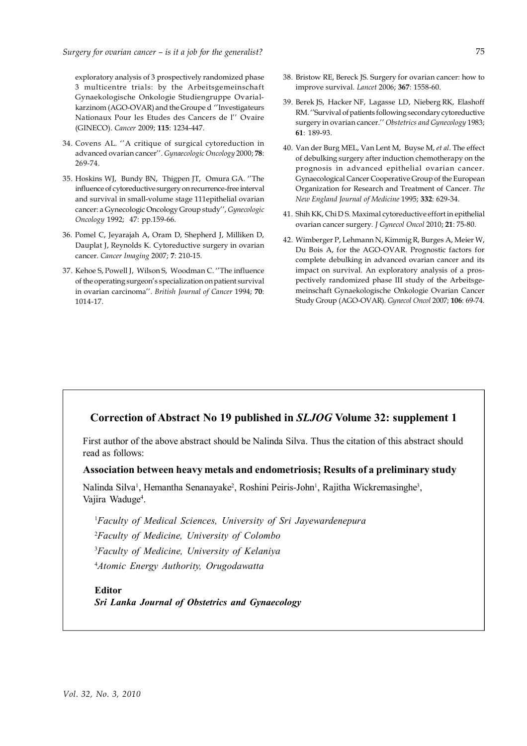exploratory analysis of 3 prospectively randomized phase 3 multicentre trials: by the Arbeitsgemeinschaft Gynaekologische Onkologie Studiengruppe Ovarialkarzinom (AGO-OVAR) and the Groupe d ''Investigateurs Nationaux Pour les Etudes des Cancers de l'' Ovaire (GINECO). *Cancer* 2009; **115**: 1234-447.

34. Covens AL. ''A critique of surgical cytoreduction in advanced ovarian cancer''. *Gynaecologic Oncology* 2000; **78**: 269-74.

35. Hoskins WJ, Bundy BN, Thigpen JT, Omura GA. ''The influence of cytoreductive surgery on recurrence-free interval and survival in small-volume stage 111epithelial ovarian cancer: a Gynecologic Oncology Group study'', *Gynecologic Oncology* 1992; 47: pp.159-66.

36. Pomel C, Jeyarajah A, Oram D, Shepherd J, Milliken D, Dauplat J, Reynolds K. Cytoreductive surgery in ovarian cancer. *Cancer Imaging* 2007; **7**: 210-15.

37. Kehoe S, Powell J, Wilson S, Woodman C. ''The influence of the operating surgeon's specialization on patient survival in ovarian carcinoma''. *British Journal of Cancer* 1994; **70**: 1014-17.

38. Bristow RE, Bereck JS. Surgery for ovarian cancer: how to improve survival. *Lancet* 2006; **367**: 1558-60.

39. Berek JS, Hacker NF, Lagasse LD, Nieberg RK, Elashoff RM. ''Survival of patients following secondary cytoreductive surgery in ovarian cancer.'' *Obstetrics and Gynecology* 1983; **61**: 189-93.

40. Van der Burg MEL, Van Lent M, Buyse M, *et al*. The effect of debulking surgery after induction chemotherapy on the prognosis in advanced epithelial ovarian cancer. Gynaecological Cancer Cooperative Group of the European Organization for Research and Treatment of Cancer. *The New England Journal of Medicine* 1995; **332**: 629-34.

41. Shih KK, Chi D S. Maximal cytoreductive effort in epithelial ovarian cancer surgery. *J Gynecol Oncol* 2010; **21**: 75-80.

42. Wimberger P, Lehmann N, Kimmig R, Burges A, Meier W, Du Bois A, for the AGO-OVAR. Prognostic factors for complete debulking in advanced ovarian cancer and its impact on survival. An exploratory analysis of a prospectively randomized phase III study of the Arbeitsgemeinschaft Gynaekologische Onkologie Ovarian Cancer Study Group (AGO-OVAR). *Gynecol Oncol* 2007; **106**: 69-74.

## Correction of Abstract No 19 published in *SLJOG* Volume 32: supplement 1

First author of the above abstract should be Nalinda Silva. Thus the citation of this abstract should read as follows:

### Association between heavy metals and endometriosis; Results of a preliminary study

Nalinda Silva[1], Hemantha Senanayake[2], Roshini Peiris-John[1], Rajitha Wickremasinghe[3], Vajira Waduge[4].

[1]*Faculty of Medical Sciences, University of Sri Jayewardenepura*

[2]*Faculty of Medicine, University of Colombo*

[3]*Faculty of Medicine, University of Kelaniya*

[4]*Atomic Energy Authority, Orugodawatta*

**Editor**
***Sri Lanka Journal of Obstetrics and Gynaecology***